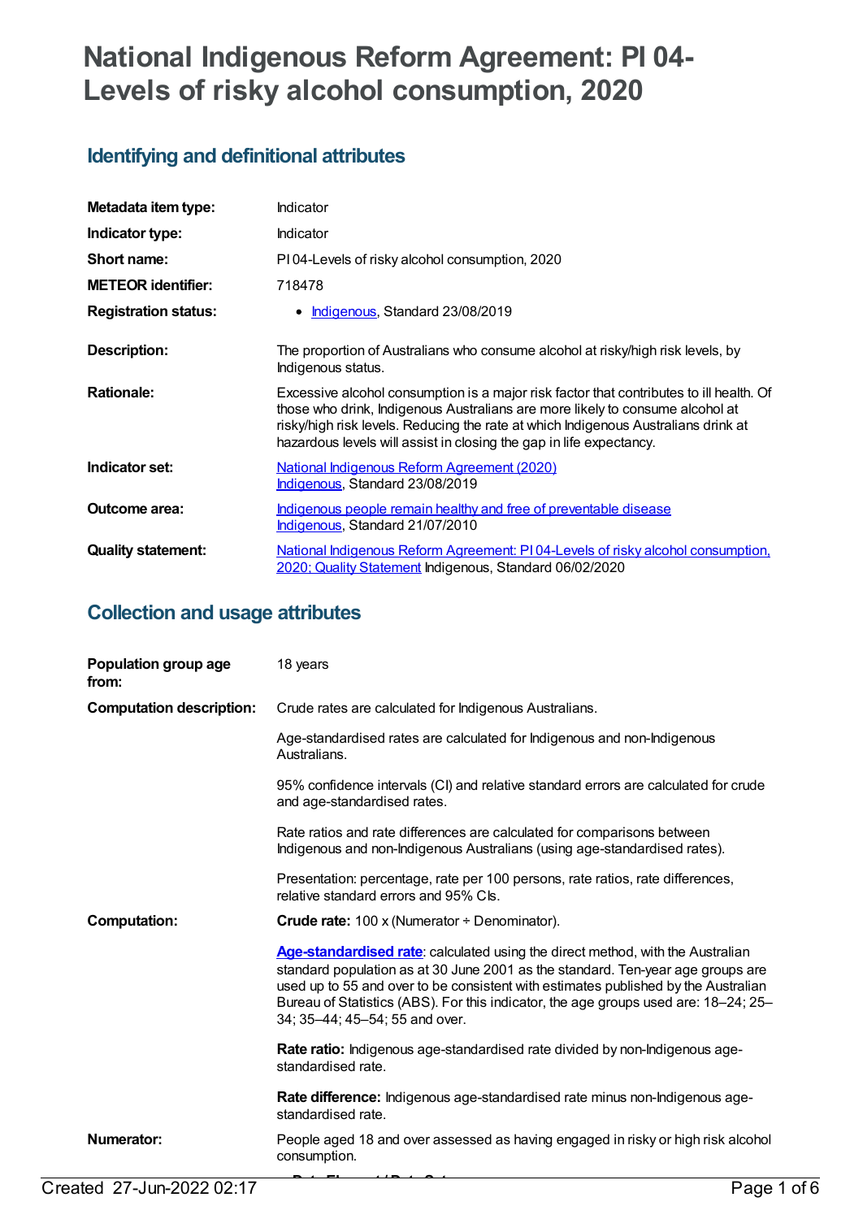# National Indigenous Reform Agreement: PI 04-Levels of risky alcohol consumption, 2020

## Identifying and definitional attributes

| | |
|---|---|
| **Metadata item type:** | Indicator |
| **Indicator type:** | Indicator |
| **Short name:** | PI 04-Levels of risky alcohol consumption, 2020 |
| **METEOR identifier:** | 718478 |
| **Registration status:** | • Indigenous, Standard 23/08/2019 |
| **Description:** | The proportion of Australians who consume alcohol at risky/high risk levels, by Indigenous status. |
| **Rationale:** | Excessive alcohol consumption is a major risk factor that contributes to ill health. Of those who drink, Indigenous Australians are more likely to consume alcohol at risky/high risk levels. Reducing the rate at which Indigenous Australians drink at hazardous levels will assist in closing the gap in life expectancy. |
| **Indicator set:** | National Indigenous Reform Agreement (2020) Indigenous, Standard 23/08/2019 |
| **Outcome area:** | Indigenous people remain healthy and free of preventable disease Indigenous, Standard 21/07/2010 |
| **Quality statement:** | National Indigenous Reform Agreement: PI 04-Levels of risky alcohol consumption, 2020; Quality Statement Indigenous, Standard 06/02/2020 |

## Collection and usage attributes

**Population group age from:** 18 years

**Computation description:**

Crude rates are calculated for Indigenous Australians.

Age-standardised rates are calculated for Indigenous and non-Indigenous Australians.

95% confidence intervals (CI) and relative standard errors are calculated for crude and age-standardised rates.

Rate ratios and rate differences are calculated for comparisons between Indigenous and non-Indigenous Australians (using age-standardised rates).

Presentation: percentage, rate per 100 persons, rate ratios, rate differences, relative standard errors and 95% CIs.

**Computation:**

**Crude rate:** 100 x (Numerator ÷ Denominator).

**Age-standardised rate**: calculated using the direct method, with the Australian standard population as at 30 June 2001 as the standard. Ten-year age groups are used up to 55 and over to be consistent with estimates published by the Australian Bureau of Statistics (ABS). For this indicator, the age groups used are: 18–24; 25–34; 35–44; 45–54; 55 and over.

**Rate ratio:** Indigenous age-standardised rate divided by non-Indigenous age-standardised rate.

**Rate difference:** Indigenous age-standardised rate minus non-Indigenous age-standardised rate.

**Numerator:** People aged 18 and over assessed as having engaged in risky or high risk alcohol consumption.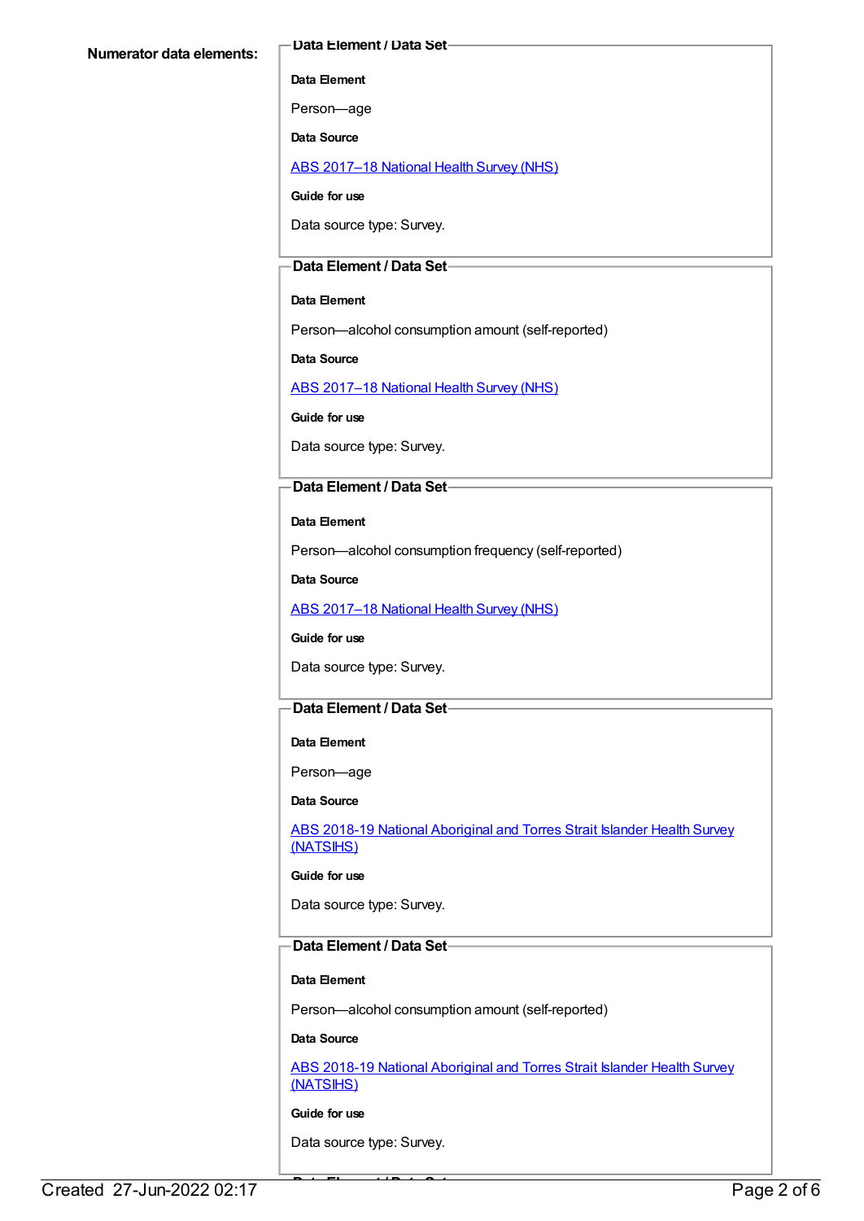**Numerator data elements:**

**Data Element / Data Set**

**Data Element**

Person—age

**Data Source**

ABS 2017–18 National Health Survey (NHS)

**Guide for use**

Data source type: Survey.

**Data Element / Data Set**

**Data Element**

Person—alcohol consumption amount (self-reported)

**Data Source**

ABS 2017–18 National Health Survey (NHS)

**Guide for use**

Data source type: Survey.

**Data Element / Data Set**

**Data Element**

Person—alcohol consumption frequency (self-reported)

**Data Source**

ABS 2017–18 National Health Survey (NHS)

**Guide for use**

Data source type: Survey.

**Data Element / Data Set**

**Data Element**

Person—age

**Data Source**

ABS 2018-19 National Aboriginal and Torres Strait Islander Health Survey (NATSIHS)

**Guide for use**

Data source type: Survey.

**Data Element / Data Set**

**Data Element**

Person—alcohol consumption amount (self-reported)

**Data Source**

ABS 2018-19 National Aboriginal and Torres Strait Islander Health Survey (NATSIHS)

**Guide for use**

Data source type: Survey.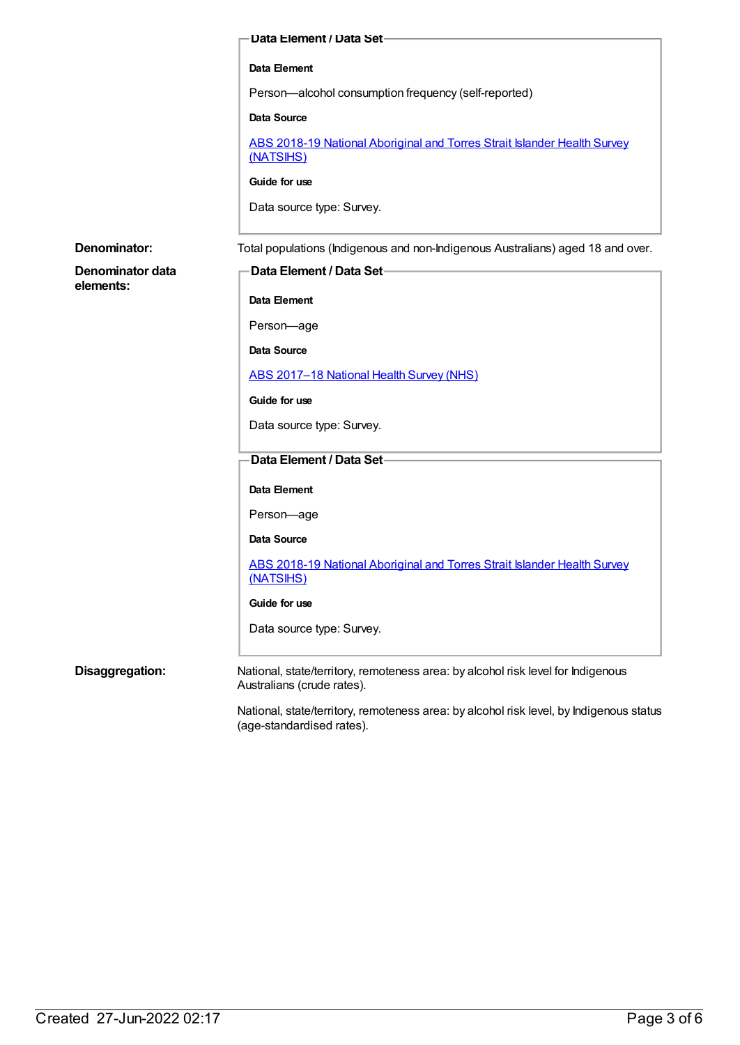**Data Element / Data Set**

**Data Element**

Person—alcohol consumption frequency (self-reported)

**Data Source**

[ABS 2018-19 National Aboriginal and Torres Strait Islander Health Survey (NATSIHS)]()

**Guide for use**

Data source type: Survey.

**Denominator:** Total populations (Indigenous and non-Indigenous Australians) aged 18 and over.

**Denominator data elements:**

**Data Element / Data Set**

**Data Element**

Person—age

**Data Source**

[ABS 2017–18 National Health Survey (NHS)]()

**Guide for use**

Data source type: Survey.

**Data Element / Data Set**

**Data Element**

Person—age

**Data Source**

[ABS 2018-19 National Aboriginal and Torres Strait Islander Health Survey (NATSIHS)]()

**Guide for use**

Data source type: Survey.

**Disaggregation:** National, state/territory, remoteness area: by alcohol risk level for Indigenous Australians (crude rates).

National, state/territory, remoteness area: by alcohol risk level, by Indigenous status (age-standardised rates).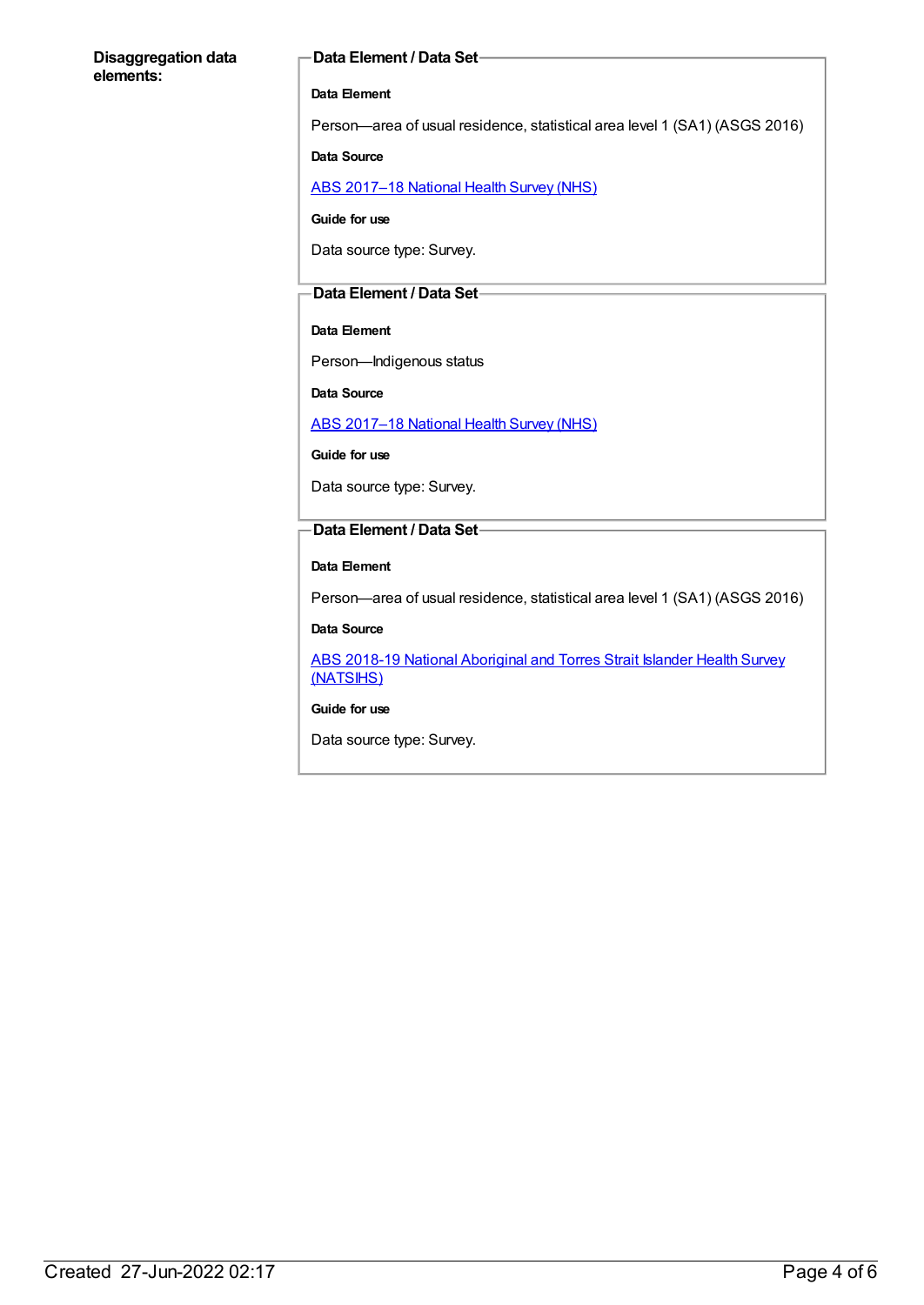**Disaggregation data elements:**

**Data Element / Data Set**

**Data Element**

Person—area of usual residence, statistical area level 1 (SA1) (ASGS 2016)

**Data Source**

ABS 2017–18 National Health Survey (NHS)

**Guide for use**

Data source type: Survey.

**Data Element / Data Set**

**Data Element**

Person—Indigenous status

**Data Source**

ABS 2017–18 National Health Survey (NHS)

**Guide for use**

Data source type: Survey.

**Data Element / Data Set**

**Data Element**

Person—area of usual residence, statistical area level 1 (SA1) (ASGS 2016)

**Data Source**

ABS 2018-19 National Aboriginal and Torres Strait Islander Health Survey (NATSIHS)

**Guide for use**

Data source type: Survey.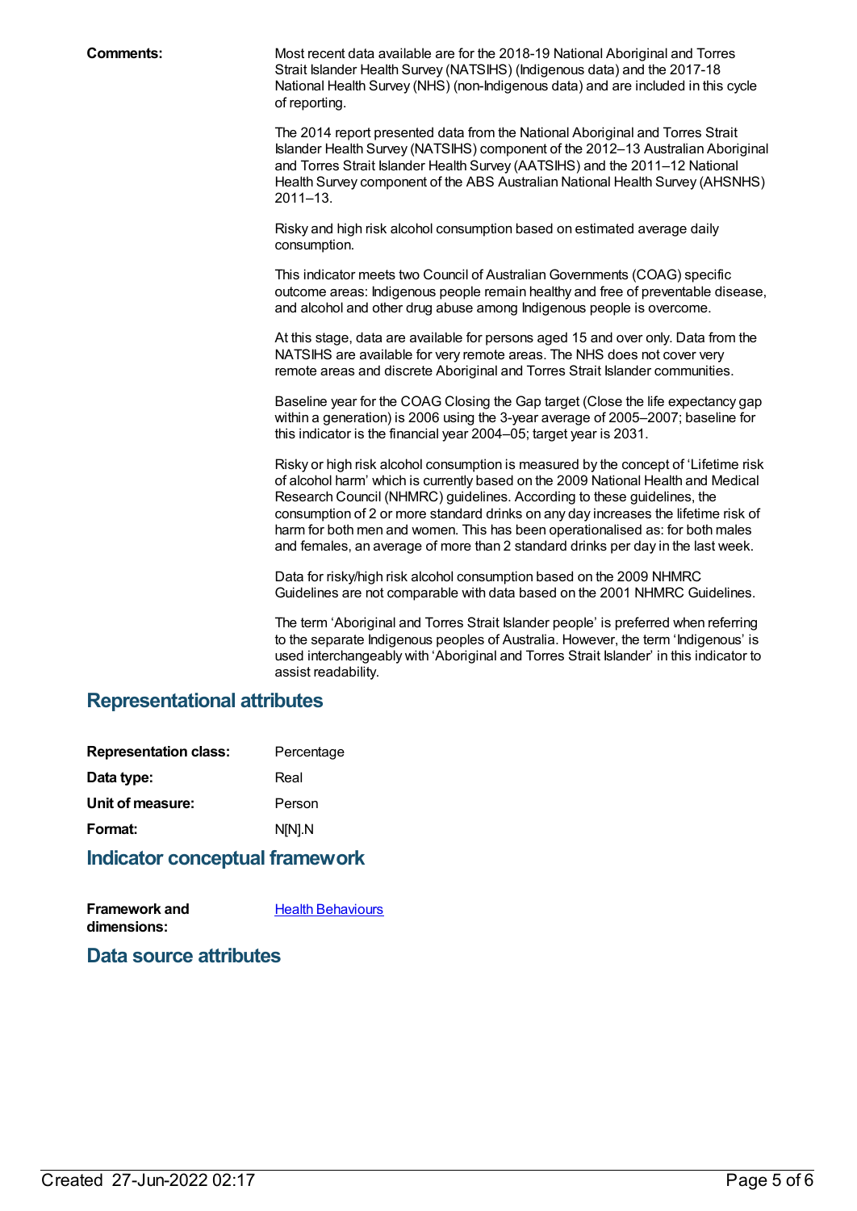**Comments:**

Most recent data available are for the 2018-19 National Aboriginal and Torres Strait Islander Health Survey (NATSIHS) (Indigenous data) and the 2017-18 National Health Survey (NHS) (non-Indigenous data) and are included in this cycle of reporting.

The 2014 report presented data from the National Aboriginal and Torres Strait Islander Health Survey (NATSIHS) component of the 2012–13 Australian Aboriginal and Torres Strait Islander Health Survey (AATSIHS) and the 2011–12 National Health Survey component of the ABS Australian National Health Survey (AHSNHS) 2011–13.

Risky and high risk alcohol consumption based on estimated average daily consumption.

This indicator meets two Council of Australian Governments (COAG) specific outcome areas: Indigenous people remain healthy and free of preventable disease, and alcohol and other drug abuse among Indigenous people is overcome.

At this stage, data are available for persons aged 15 and over only. Data from the NATSIHS are available for very remote areas. The NHS does not cover very remote areas and discrete Aboriginal and Torres Strait Islander communities.

Baseline year for the COAG Closing the Gap target (Close the life expectancy gap within a generation) is 2006 using the 3-year average of 2005–2007; baseline for this indicator is the financial year 2004–05; target year is 2031.

Risky or high risk alcohol consumption is measured by the concept of 'Lifetime risk of alcohol harm' which is currently based on the 2009 National Health and Medical Research Council (NHMRC) guidelines. According to these guidelines, the consumption of 2 or more standard drinks on any day increases the lifetime risk of harm for both men and women. This has been operationalised as: for both males and females, an average of more than 2 standard drinks per day in the last week.

Data for risky/high risk alcohol consumption based on the 2009 NHMRC Guidelines are not comparable with data based on the 2001 NHMRC Guidelines.

The term 'Aboriginal and Torres Strait Islander people' is preferred when referring to the separate Indigenous peoples of Australia. However, the term 'Indigenous' is used interchangeably with 'Aboriginal and Torres Strait Islander' in this indicator to assist readability.

## Representational attributes

**Representation class:** Percentage

**Data type:** Real

**Unit of measure:** Person

**Format:** N[N].N

## Indicator conceptual framework

**Framework and dimensions:** Health Behaviours

## Data source attributes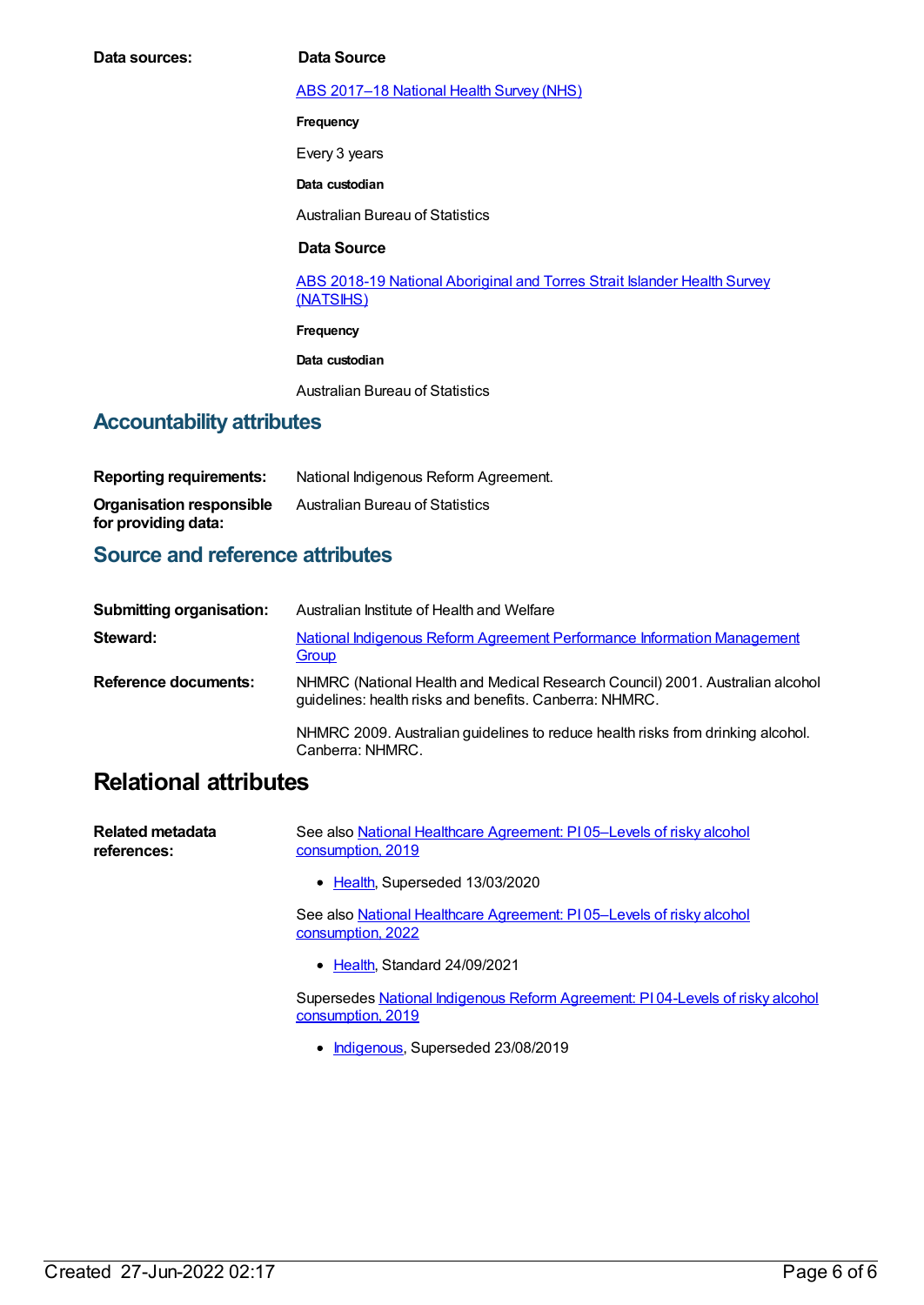**Data sources:**

**Data Source**

ABS 2017–18 National Health Survey (NHS)

**Frequency**

Every 3 years

**Data custodian**

Australian Bureau of Statistics

**Data Source**

ABS 2018-19 National Aboriginal and Torres Strait Islander Health Survey (NATSIHS)

**Frequency**

**Data custodian**

Australian Bureau of Statistics

## Accountability attributes

**Reporting requirements:** National Indigenous Reform Agreement.

**Organisation responsible for providing data:** Australian Bureau of Statistics

## Source and reference attributes

**Submitting organisation:** Australian Institute of Health and Welfare

**Steward:** National Indigenous Reform Agreement Performance Information Management Group

**Reference documents:** NHMRC (National Health and Medical Research Council) 2001. Australian alcohol guidelines: health risks and benefits. Canberra: NHMRC.

NHMRC 2009. Australian guidelines to reduce health risks from drinking alcohol. Canberra: NHMRC.

# Relational attributes

**Related metadata references:**

See also National Healthcare Agreement: PI 05–Levels of risky alcohol consumption, 2019

- Health, Superseded 13/03/2020

See also National Healthcare Agreement: PI 05–Levels of risky alcohol consumption, 2022

- Health, Standard 24/09/2021

Supersedes National Indigenous Reform Agreement: PI 04-Levels of risky alcohol consumption, 2019

- Indigenous, Superseded 23/08/2019